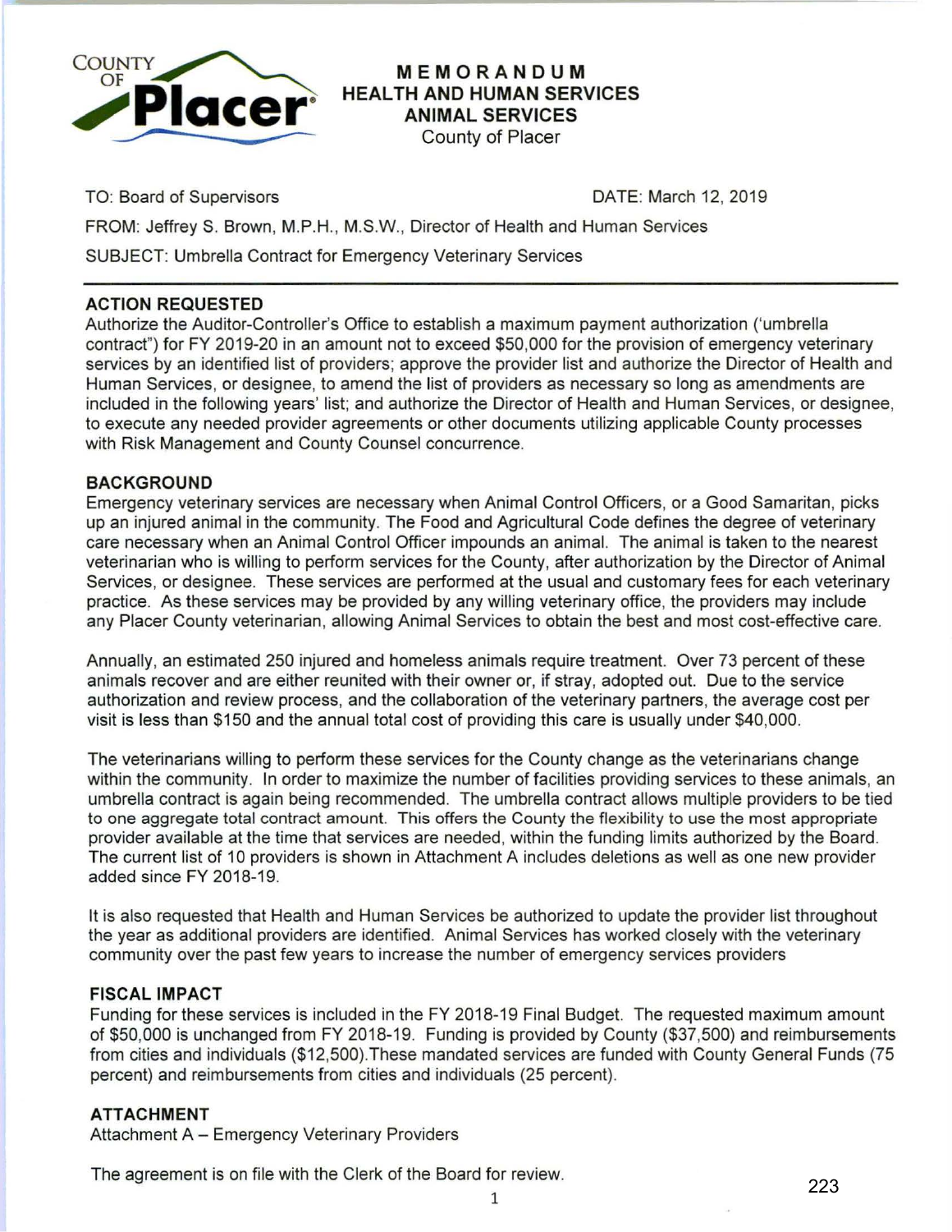COUNTY OF **Placer**

# MEMORANDUM
## HEALTH AND HUMAN SERVICES
## ANIMAL SERVICES
County of Placer

TO: Board of Supervisors DATE: March 12, 2019

FROM: Jeffrey S. Brown, M.P.H., M.S.W., Director of Health and Human Services

SUBJECT: Umbrella Contract for Emergency Veterinary Services

---

### ACTION REQUESTED

Authorize the Auditor-Controller's Office to establish a maximum payment authorization ('umbrella contract") for FY 2019-20 in an amount not to exceed $50,000 for the provision of emergency veterinary services by an identified list of providers; approve the provider list and authorize the Director of Health and Human Services, or designee, to amend the list of providers as necessary so long as amendments are included in the following years' list; and authorize the Director of Health and Human Services, or designee, to execute any needed provider agreements or other documents utilizing applicable County processes with Risk Management and County Counsel concurrence.

### BACKGROUND

Emergency veterinary services are necessary when Animal Control Officers, or a Good Samaritan, picks up an injured animal in the community. The Food and Agricultural Code defines the degree of veterinary care necessary when an Animal Control Officer impounds an animal. The animal is taken to the nearest veterinarian who is willing to perform services for the County, after authorization by the Director of Animal Services, or designee. These services are performed at the usual and customary fees for each veterinary practice. As these services may be provided by any willing veterinary office, the providers may include any Placer County veterinarian, allowing Animal Services to obtain the best and most cost-effective care.

Annually, an estimated 250 injured and homeless animals require treatment. Over 73 percent of these animals recover and are either reunited with their owner or, if stray, adopted out. Due to the service authorization and review process, and the collaboration of the veterinary partners, the average cost per visit is less than $150 and the annual total cost of providing this care is usually under $40,000.

The veterinarians willing to perform these services for the County change as the veterinarians change within the community. In order to maximize the number of facilities providing services to these animals, an umbrella contract is again being recommended. The umbrella contract allows multiple providers to be tied to one aggregate total contract amount. This offers the County the flexibility to use the most appropriate provider available at the time that services are needed, within the funding limits authorized by the Board. The current list of 10 providers is shown in Attachment A includes deletions as well as one new provider added since FY 2018-19.

It is also requested that Health and Human Services be authorized to update the provider list throughout the year as additional providers are identified. Animal Services has worked closely with the veterinary community over the past few years to increase the number of emergency services providers

### FISCAL IMPACT

Funding for these services is included in the FY 2018-19 Final Budget. The requested maximum amount of $50,000 is unchanged from FY 2018-19. Funding is provided by County ($37,500) and reimbursements from cities and individuals ($12,500).These mandated services are funded with County General Funds (75 percent) and reimbursements from cities and individuals (25 percent).

### ATTACHMENT

Attachment A – Emergency Veterinary Providers

The agreement is on file with the Clerk of the Board for review.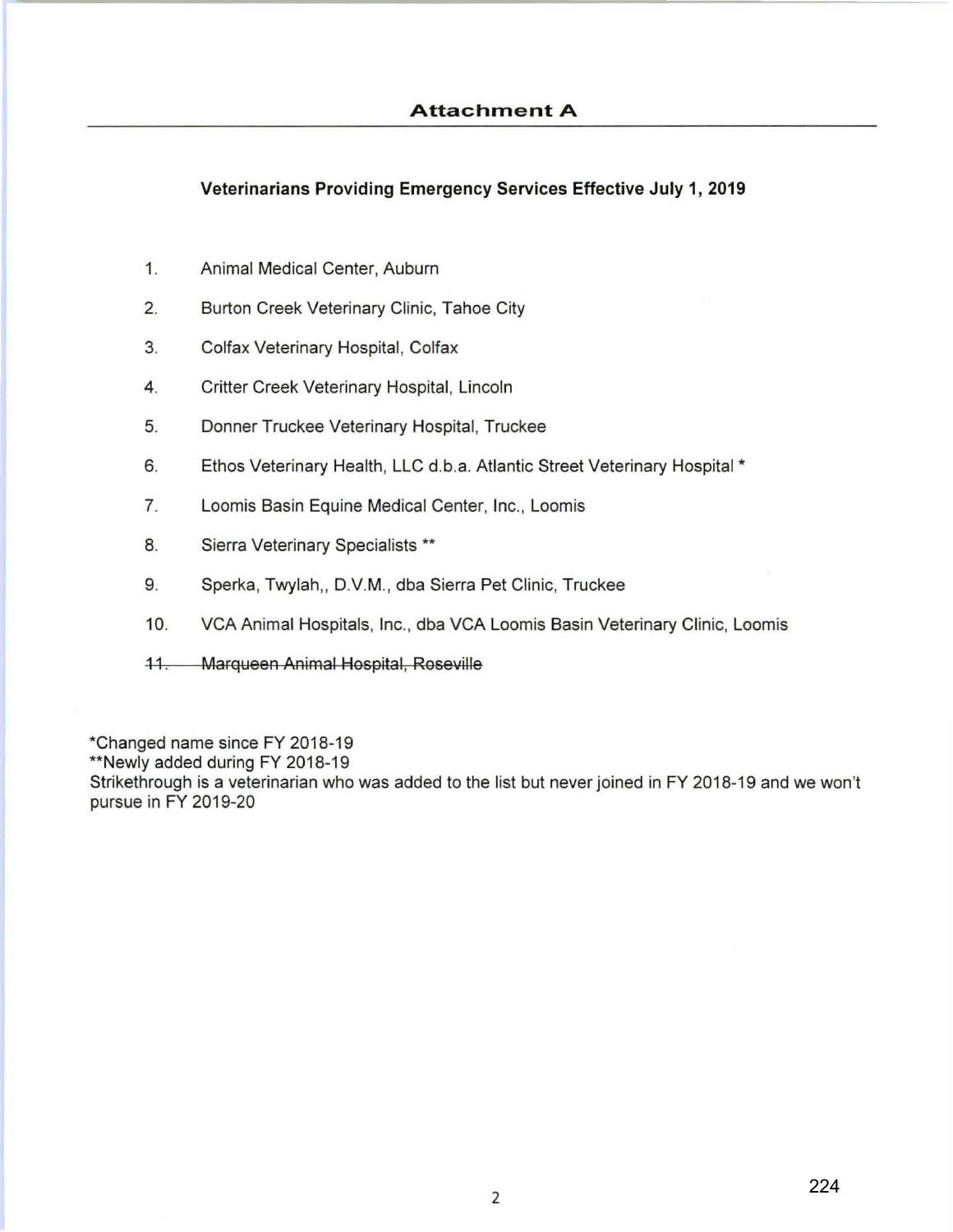## Attachment A

**Veterinarians Providing Emergency Services Effective July 1, 2019**

1. Animal Medical Center, Auburn
2. Burton Creek Veterinary Clinic, Tahoe City
3. Colfax Veterinary Hospital, Colfax
4. Critter Creek Veterinary Hospital, Lincoln
5. Donner Truckee Veterinary Hospital, Truckee
6. Ethos Veterinary Health, LLC d.b.a. Atlantic Street Veterinary Hospital *
7. Loomis Basin Equine Medical Center, Inc., Loomis
8. Sierra Veterinary Specialists **
9. Sperka, Twylah,, D.V.M., dba Sierra Pet Clinic, Truckee
10. VCA Animal Hospitals, Inc., dba VCA Loomis Basin Veterinary Clinic, Loomis
11. ~~Marqueen Animal Hospital, Roseville~~

*Changed name since FY 2018-19
**Newly added during FY 2018-19
Strikethrough is a veterinarian who was added to the list but never joined in FY 2018-19 and we won't pursue in FY 2019-20